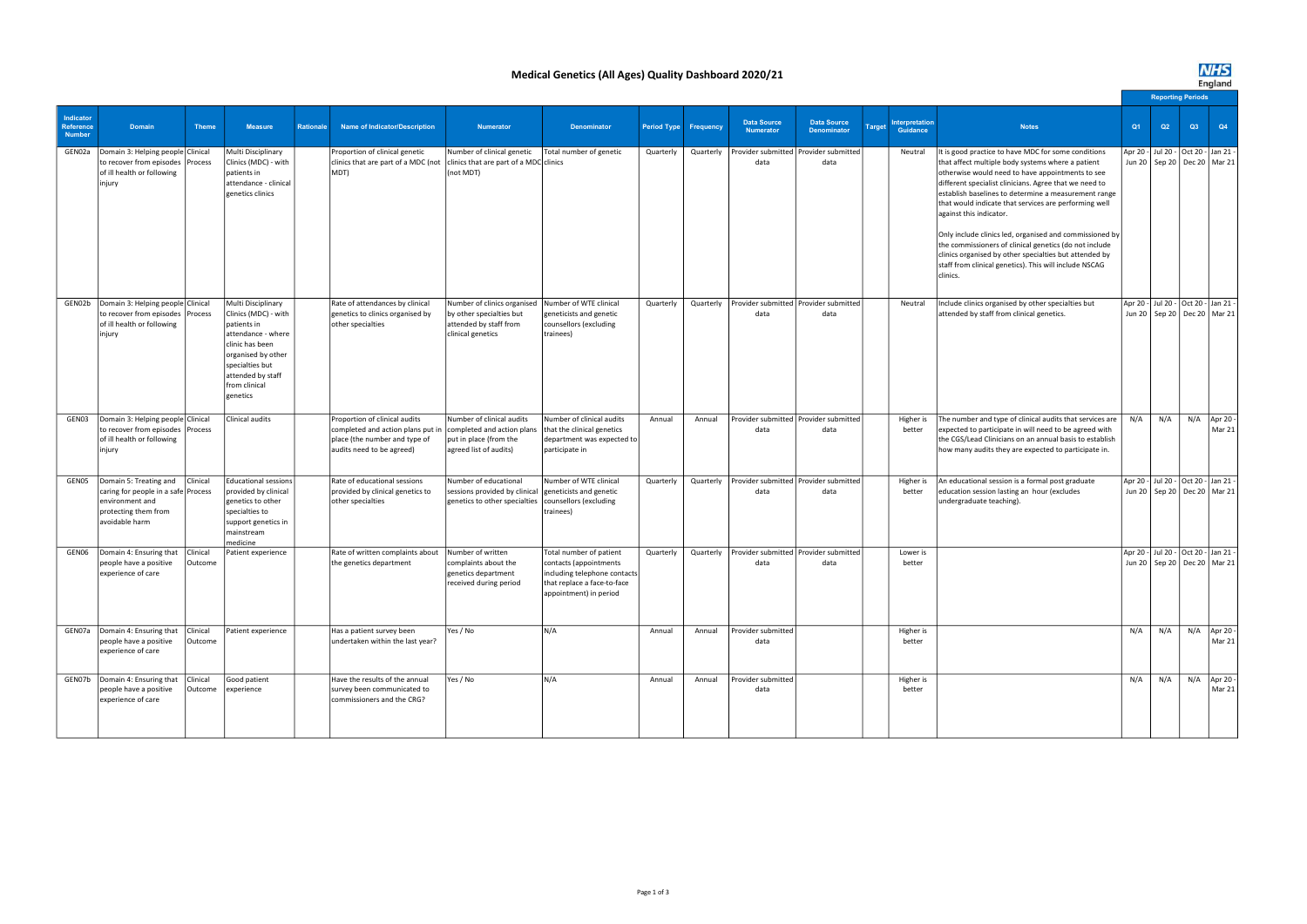# Medical Genetics (All Ages) Quality Dashboard 2020/21

| Indicator Reference Number | Domain | Theme | Measure | Rationale | Name of Indicator/Description | Numerator | Denominator | Period Type | Frequency | Data Source Numerator | Data Source Denominator | Target | Interpretation Guidance | Notes | Reporting Periods Q1 | Q2 | Q3 | Q4 |
|---|---|---|---|---|---|---|---|---|---|---|---|---|---|---|---|---|---|---|
| GEN02a | Domain 3: Helping people to recover from episodes of ill health or following injury | Clinical Process | Multi Disciplinary Clinics (MDC) - with patients in attendance - clinical genetics clinics | | Proportion of clinical genetic clinics that are part of a MDC (not MDT) | Number of clinical genetic clinics that are part of a MDC (not MDT) | Total number of genetic clinics | Quarterly | Quarterly | Provider submitted data | Provider submitted data | | Neutral | It is good practice to have MDC for some conditions that affect multiple body systems where a patient otherwise would need to have appointments to see different specialist clinicians. Agree that we need to establish baselines to determine a measurement range that would indicate that services are performing well against this indicator. Only include clinics led, organised and commissioned by the commissioners of clinical genetics (do not include clinics organised by other specialties but attended by staff from clinical genetics). This will include NSCAG clinics. | Apr 20 - Jun 20 | Jul 20 - Sep 20 | Oct 20 - Dec 20 | Jan 21 - Mar 21 |
| GEN02b | Domain 3: Helping people to recover from episodes of ill health or following injury | Clinical Process | Multi Disciplinary Clinics (MDC) - with patients in attendance - where clinic has been organised by other specialties but attended by staff from clinical genetics | | Rate of attendances by clinical genetics to clinics organised by other specialties | Number of clinics organised by other specialties but attended by staff from clinical genetics | Number of WTE clinical geneticists and genetic counsellors (excluding trainees) | Quarterly | Quarterly | Provider submitted data | Provider submitted data | | Neutral | Include clinics organised by other specialties but attended by staff from clinical genetics. | Apr 20 - Jun 20 | Jul 20 - Sep 20 | Oct 20 - Dec 20 | Jan 21 - Mar 21 |
| GEN03 | Domain 3: Helping people to recover from episodes of ill health or following injury | Clinical Process | Clinical audits | | Proportion of clinical audits completed and action plans put in place (the number and type of audits need to be agreed) | Number of clinical audits completed and action plans put in place (from the agreed list of audits) | Number of clinical audits that the clinical genetics department was expected to participate in | Annual | Annual | Provider submitted data | Provider submitted data | | Higher is better | The number and type of clinical audits that services are expected to participate in will need to be agreed with the CGS/Lead Clinicians on an annual basis to establish how many audits they are expected to participate in. | N/A | N/A | N/A | Apr 20 - Mar 21 |
| GEN05 | Domain 5: Treating and caring for people in a safe environment and protecting them from avoidable harm | Clinical Process | Educational sessions provided by clinical genetics to other specialties to support genetics in mainstream medicine | | Rate of educational sessions provided by clinical genetics to other specialties | Number of educational sessions provided by clinical genetics to other specialties | Number of WTE clinical geneticists and genetic counsellors (excluding trainees) | Quarterly | Quarterly | Provider submitted data | Provider submitted data | | Higher is better | An educational session is a formal post graduate education session lasting an hour (excludes undergraduate teaching). | Apr 20 - Jun 20 | Jul 20 - Sep 20 | Oct 20 - Dec 20 | Jan 21 - Mar 21 |
| GEN06 | Domain 4: Ensuring that people have a positive experience of care | Clinical Outcome | Patient experience | | Rate of written complaints about the genetics department | Number of written complaints about the genetics department received during period | Total number of patient contacts (appointments including telephone contacts that replace a face-to-face appointment) in period | Quarterly | Quarterly | Provider submitted data | Provider submitted data | | Lower is better | | Apr 20 - Jun 20 | Jul 20 - Sep 20 | Oct 20 - Dec 20 | Jan 21 - Mar 21 |
| GEN07a | Domain 4: Ensuring that people have a positive experience of care | Clinical Outcome | Patient experience | | Has a patient survey been undertaken within the last year? | Yes / No | N/A | Annual | Annual | Provider submitted data | | | Higher is better | | N/A | N/A | N/A | Apr 20 - Mar 21 |
| GEN07b | Domain 4: Ensuring that people have a positive experience of care | Clinical Outcome | Good patient experience | | Have the results of the annual survey been communicated to commissioners and the CRG? | Yes / No | N/A | Annual | Annual | Provider submitted data | | | Higher is better | | N/A | N/A | N/A | Apr 20 - Mar 21 |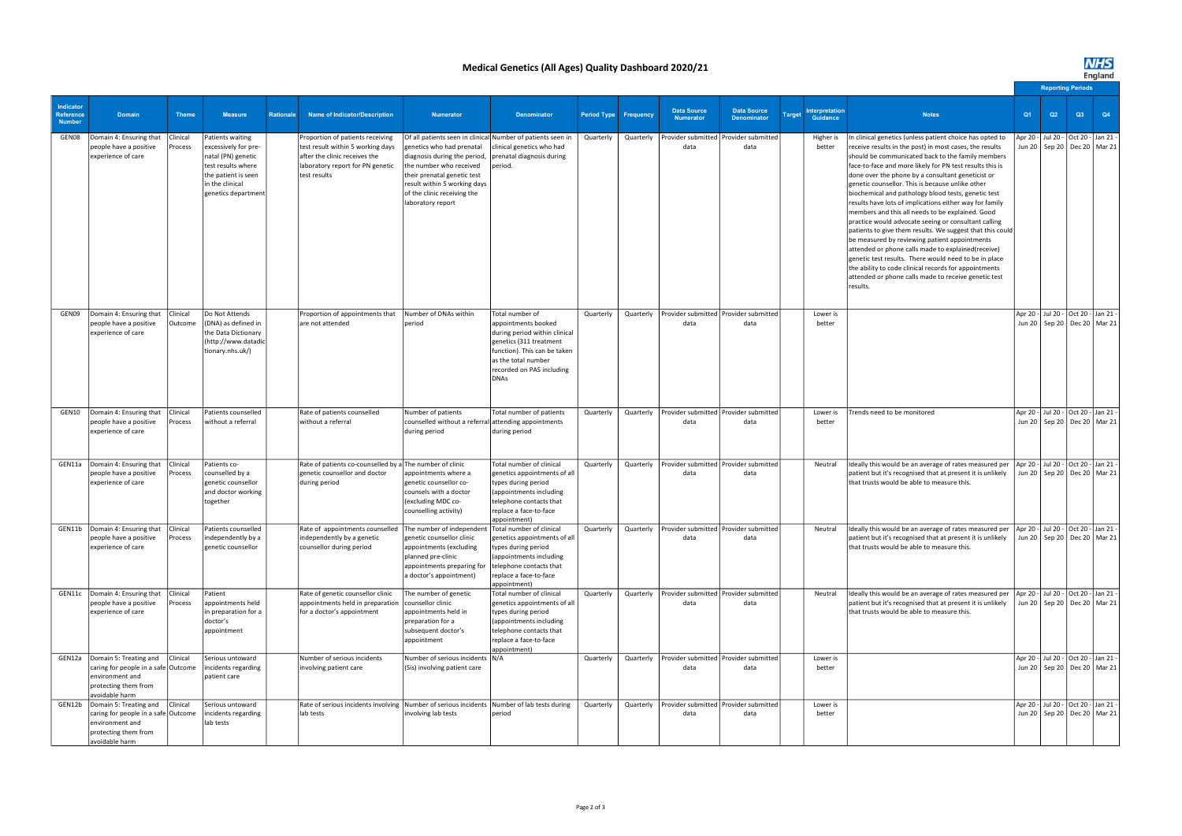# Medical Genetics (All Ages) Quality Dashboard 2020/21

| Indicator Reference Number | Domain | Theme | Measure | Rationale | Name of Indicator/Description | Numerator | Denominator | Period Type | Frequency | Data Source Numerator | Data Source Denominator | Target | Interpretation Guidance | Notes | Reporting Periods Q1 | Q2 | Q3 | Q4 |
|---|---|---|---|---|---|---|---|---|---|---|---|---|---|---|---|---|---|---|
| GEN08 | Domain 4: Ensuring that people have a positive experience of care | Clinical Process | Patients waiting excessively for pre-natal (PN) genetic test results where the patient is seen in the clinical genetics department | | Proportion of patients receiving test result within 5 working days after the clinic receives the laboratory report for PN genetic test results | Of all patients seen in clinical genetics who had prenatal diagnosis during the period, the number who received their prenatal genetic test result within 5 working days of the clinic receiving the laboratory report | Number of patients seen in clinical genetics who had prenatal diagnosis during period. | Quarterly | Quarterly | Provider submitted data | Provider submitted data | | Higher is better | In clinical genetics (unless patient choice has opted to receive results in the post) in most cases, the results should be communicated back to the family members face-to-face and more likely for PN test results this is done over the phone by a consultant geneticist or genetic counsellor. This is because unlike other biochemical and pathology blood tests, genetic test results have lots of implications either way for family members and this all needs to be explained. Good practice would advocate seeing or consultant calling patients to give them results. We suggest that this could be measured by reviewing patient appointments attended or phone calls made to explained(receive) genetic test results. There would need to be in place the ability to code clinical records for appointments attended or phone calls made to receive genetic test results. | Apr 20 - Jun 20 | Jul 20 - Sep 20 | Oct 20 - Dec 20 | Jan 21 - Mar 21 |
| GEN09 | Domain 4: Ensuring that people have a positive experience of care | Clinical Outcome | Do Not Attends (DNA) as defined in the Data Dictionary (http://www.datadictionary.nhs.uk/) | | Proportion of appointments that are not attended | Number of DNAs within period | Total number of appointments booked during period within clinical genetics (311 treatment function). This can be taken as the total number recorded on PAS including DNAs | Quarterly | Quarterly | Provider submitted data | Provider submitted data | | Lower is better | | Apr 20 - Jun 20 | Jul 20 - Sep 20 | Oct 20 - Dec 20 | Jan 21 - Mar 21 |
| GEN10 | Domain 4: Ensuring that people have a positive experience of care | Clinical Process | Patients counselled without a referral | | Rate of patients counselled without a referral | Number of patients counselled without a referral during period | Total number of patients attending appointments during period | Quarterly | Quarterly | Provider submitted data | Provider submitted data | | Lower is better | Trends need to be monitored | Apr 20 - Jun 20 | Jul 20 - Sep 20 | Oct 20 - Dec 20 | Jan 21 - Mar 21 |
| GEN11a | Domain 4: Ensuring that people have a positive experience of care | Clinical Process | Patients co-counselled by a genetic counsellor and doctor working together | | Rate of patients co-counselled by a genetic counsellor and doctor during period | The number of clinic appointments where a genetic counsellor co-counsels with a doctor (excluding MDC co-counselling activity) | Total number of clinical genetics appointments of all types during period (appointments including telephone contacts that replace a face-to-face appointment) | Quarterly | Quarterly | Provider submitted data | Provider submitted data | | Neutral | Ideally this would be an average of rates measured per patient but it's recognised that at present it is unlikely that trusts would be able to measure this. | Apr 20 - Jun 20 | Jul 20 - Sep 20 | Oct 20 - Dec 20 | Jan 21 - Mar 21 |
| GEN11b | Domain 4: Ensuring that people have a positive experience of care | Clinical Process | Patients counselled independently by a genetic counsellor | | Rate of appointments counselled independently by a genetic counsellor during period | The number of independent genetic counsellor clinic appointments (excluding planned pre-clinic appointments preparing for a doctor's appointment) | Total number of clinical genetics appointments of all types during period (appointments including telephone contacts that replace a face-to-face appointment) | Quarterly | Quarterly | Provider submitted data | Provider submitted data | | Neutral | Ideally this would be an average of rates measured per patient but it's recognised that at present it is unlikely that trusts would be able to measure this. | Apr 20 - Jun 20 | Jul 20 - Sep 20 | Oct 20 - Dec 20 | Jan 21 - Mar 21 |
| GEN11c | Domain 4: Ensuring that people have a positive experience of care | Clinical Process | Patient appointments held in preparation for a doctor's appointment | | Rate of genetic counsellor clinic appointments held in preparation for a doctor's appointment | The number of genetic counsellor clinic appointments held in preparation for a subsequent doctor's appointment | Total number of clinical genetics appointments of all types during period (appointments including telephone contacts that replace a face-to-face appointment) | Quarterly | Quarterly | Provider submitted data | Provider submitted data | | Neutral | Ideally this would be an average of rates measured per patient but it's recognised that at present it is unlikely that trusts would be able to measure this. | Apr 20 - Jun 20 | Jul 20 - Sep 20 | Oct 20 - Dec 20 | Jan 21 - Mar 21 |
| GEN12a | Domain 5: Treating and caring for people in a safe environment and protecting them from avoidable harm | Clinical Outcome | Serious untoward incidents regarding patient care | | Number of serious incidents involving patient care | Number of serious incidents (Sis) involving patient care | N/A | Quarterly | Quarterly | Provider submitted data | Provider submitted data | | Lower is better | | Apr 20 - Jun 20 | Jul 20 - Sep 20 | Oct 20 - Dec 20 | Jan 21 - Mar 21 |
| GEN12b | Domain 5: Treating and caring for people in a safe environment and protecting them from avoidable harm | Clinical Outcome | Serious untoward incidents regarding lab tests | | Rate of serious incidents involving lab tests | Number of serious incidents involving lab tests | Number of lab tests during period | Quarterly | Quarterly | Provider submitted data | Provider submitted data | | Lower is better | | Apr 20 - Jun 20 | Jul 20 - Sep 20 | Oct 20 - Dec 20 | Jan 21 - Mar 21 |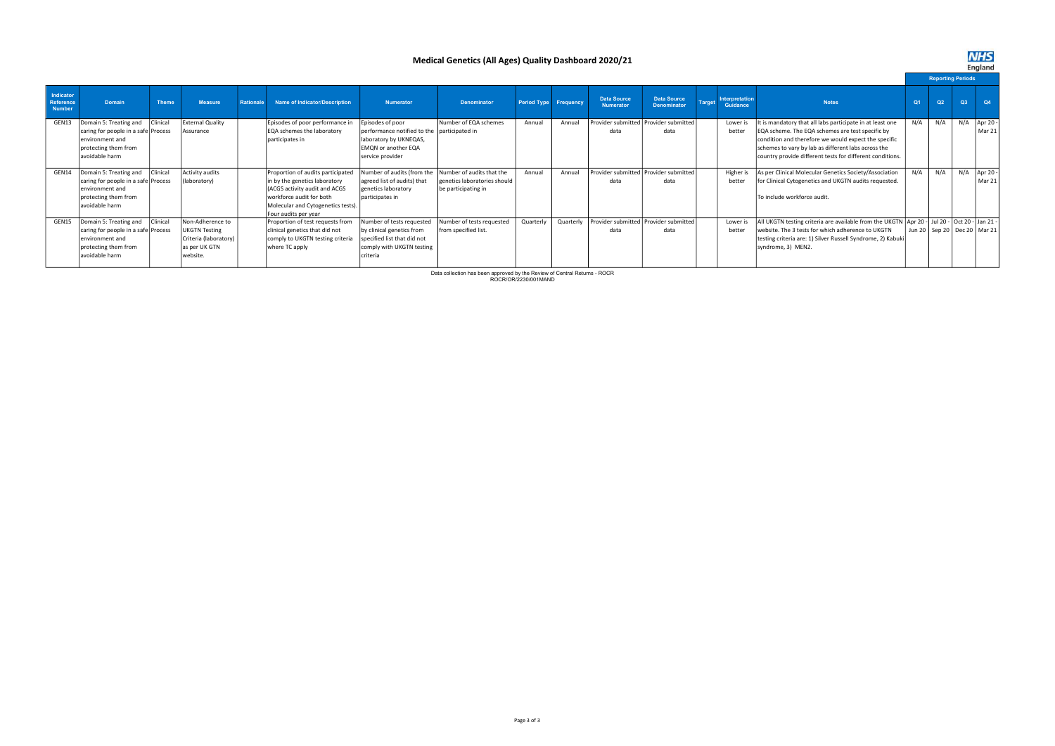# Medical Genetics (All Ages) Quality Dashboard 2020/21

NHS England

| Indicator Reference Number | Domain | Theme | Measure | Rationale | Name of Indicator/Description | Numerator | Denominator | Period Type | Frequency | Data Source Numerator | Data Source Denominator | Target | Interpretation Guidance | Notes | Reporting Periods Q1 | Q2 | Q3 | Q4 |
|---|---|---|---|---|---|---|---|---|---|---|---|---|---|---|---|---|---|---|
| GEN13 | Domain 5: Treating and caring for people in a safe environment and protecting them from avoidable harm | Clinical Process | External Quality Assurance | | Episodes of poor performance in EQA schemes the laboratory participates in | Episodes of poor performance notified to the laboratory by UKNEQAS, EMQN or another EQA service provider | Number of EQA schemes participated in | Annual | Annual | Provider submitted data | Provider submitted data | | Lower is better | It is mandatory that all labs participate in at least one EQA scheme. The EQA schemes are test specific by condition and therefore we would expect the specific schemes to vary by lab as different labs across the country provide different tests for different conditions. | N/A | N/A | N/A | Apr 20 - Mar 21 |
| GEN14 | Domain 5: Treating and caring for people in a safe environment and protecting them from avoidable harm | Clinical Process | Activity audits (laboratory) | | Proportion of audits participated in by the genetics laboratory (ACGS activity audit and ACGS workforce audit for both Molecular and Cytogenetics tests). Four audits per year | Number of audits (from the agreed list of audits) that genetics laboratory participates in | Number of audits that the genetics laboratories should be participating in | Annual | Annual | Provider submitted data | Provider submitted data | | Higher is better | As per Clinical Molecular Genetics Society/Association for Clinical Cytogenetics and UKGTN audits requested. To include workforce audit. | N/A | N/A | N/A | Apr 20 - Mar 21 |
| GEN15 | Domain 5: Treating and caring for people in a safe environment and protecting them from avoidable harm | Clinical Process | Non-Adherence to UKGTN Testing Criteria (laboratory) as per UK GTN website. | | Proportion of test requests from clinical genetics that did not comply to UKGTN testing criteria where TC apply | Number of tests requested by clinical genetics from specified list that did not comply with UKGTN testing criteria | Number of tests requested from specified list. | Quarterly | Quarterly | Provider submitted data | Provider submitted data | | Lower is better | All UKGTN testing criteria are available from the UKGTN website. The 3 tests for which adherence to UKGTN testing criteria are: 1) Silver Russell Syndrome, 2) Kabuki syndrome, 3) MEN2. | Apr 20 - Jun 20 | Jul 20 - Sep 20 | Oct 20 - Dec 20 | Jan 21 - Mar 21 |

Data collection has been approved by the Review of Central Returns - ROCR
ROCR/OR/2230/001MAND